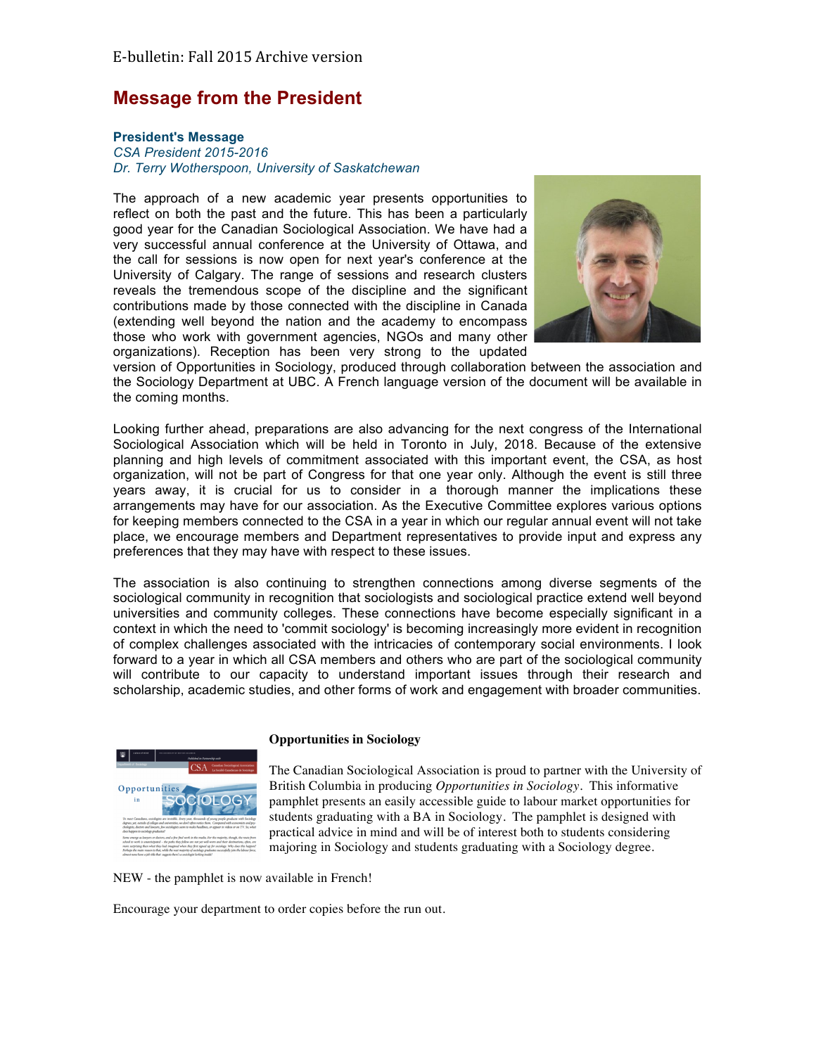E-bulletin: Fall 2015 Archive version

# Message from the President

### President's Message

*CSA President 2015-2016*
*Dr. Terry Wotherspoon, University of Saskatchewan*

The approach of a new academic year presents opportunities to reflect on both the past and the future. This has been a particularly good year for the Canadian Sociological Association. We have had a very successful annual conference at the University of Ottawa, and the call for sessions is now open for next year's conference at the University of Calgary. The range of sessions and research clusters reveals the tremendous scope of the discipline and the significant contributions made by those connected with the discipline in Canada (extending well beyond the nation and the academy to encompass those who work with government agencies, NGOs and many other organizations). Reception has been very strong to the updated version of Opportunities in Sociology, produced through collaboration between the association and the Sociology Department at UBC. A French language version of the document will be available in the coming months.

Looking further ahead, preparations are also advancing for the next congress of the International Sociological Association which will be held in Toronto in July, 2018. Because of the extensive planning and high levels of commitment associated with this important event, the CSA, as host organization, will not be part of Congress for that one year only. Although the event is still three years away, it is crucial for us to consider in a thorough manner the implications these arrangements may have for our association. As the Executive Committee explores various options for keeping members connected to the CSA in a year in which our regular annual event will not take place, we encourage members and Department representatives to provide input and express any preferences that they may have with respect to these issues.

The association is also continuing to strengthen connections among diverse segments of the sociological community in recognition that sociologists and sociological practice extend well beyond universities and community colleges. These connections have become especially significant in a context in which the need to 'commit sociology' is becoming increasingly more evident in recognition of complex challenges associated with the intricacies of contemporary social environments. I look forward to a year in which all CSA members and others who are part of the sociological community will contribute to our capacity to understand important issues through their research and scholarship, academic studies, and other forms of work and engagement with broader communities.

**Opportunities in Sociology**

The Canadian Sociological Association is proud to partner with the University of British Columbia in producing *Opportunities in Sociology*. This informative pamphlet presents an easily accessible guide to labour market opportunities for students graduating with a BA in Sociology. The pamphlet is designed with practical advice in mind and will be of interest both to students considering majoring in Sociology and students graduating with a Sociology degree.

NEW - the pamphlet is now available in French!

Encourage your department to order copies before the run out.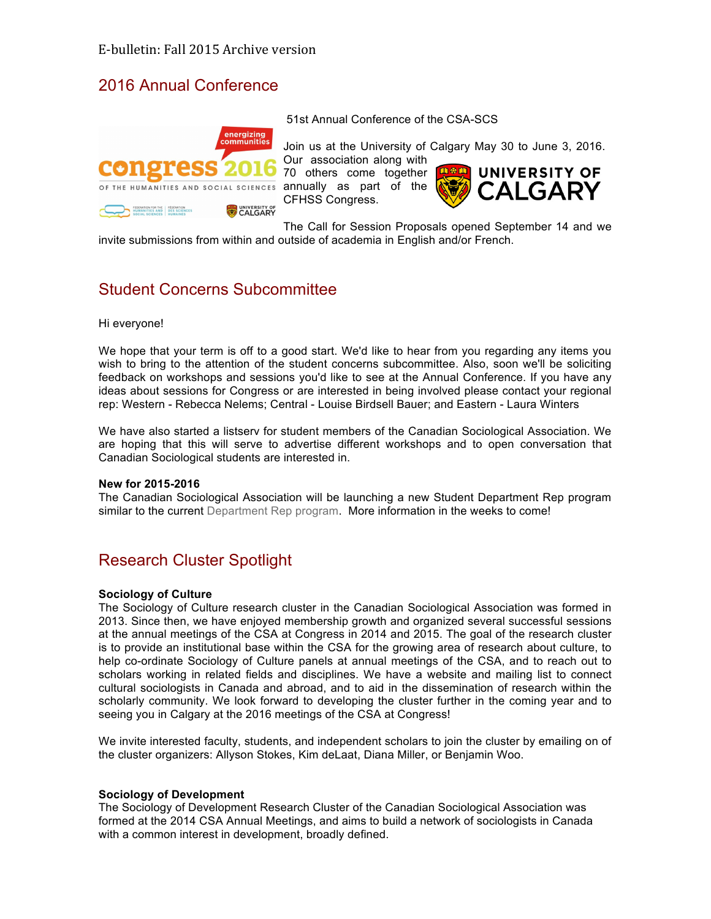E-bulletin: Fall 2015 Archive version

## 2016 Annual Conference

51st Annual Conference of the CSA-SCS

Join us at the University of Calgary May 30 to June 3, 2016. Our association along with 70 others come together annually as part of the CFHSS Congress.

The Call for Session Proposals opened September 14 and we invite submissions from within and outside of academia in English and/or French.

## Student Concerns Subcommittee

Hi everyone!

We hope that your term is off to a good start. We'd like to hear from you regarding any items you wish to bring to the attention of the student concerns subcommittee. Also, soon we'll be soliciting feedback on workshops and sessions you'd like to see at the Annual Conference. If you have any ideas about sessions for Congress or are interested in being involved please contact your regional rep: Western - Rebecca Nelems; Central - Louise Birdsell Bauer; and Eastern - Laura Winters

We have also started a listserv for student members of the Canadian Sociological Association. We are hoping that this will serve to advertise different workshops and to open conversation that Canadian Sociological students are interested in.

**New for 2015-2016**
The Canadian Sociological Association will be launching a new Student Department Rep program similar to the current Department Rep program. More information in the weeks to come!

## Research Cluster Spotlight

**Sociology of Culture**
The Sociology of Culture research cluster in the Canadian Sociological Association was formed in 2013. Since then, we have enjoyed membership growth and organized several successful sessions at the annual meetings of the CSA at Congress in 2014 and 2015. The goal of the research cluster is to provide an institutional base within the CSA for the growing area of research about culture, to help co-ordinate Sociology of Culture panels at annual meetings of the CSA, and to reach out to scholars working in related fields and disciplines. We have a website and mailing list to connect cultural sociologists in Canada and abroad, and to aid in the dissemination of research within the scholarly community. We look forward to developing the cluster further in the coming year and to seeing you in Calgary at the 2016 meetings of the CSA at Congress!

We invite interested faculty, students, and independent scholars to join the cluster by emailing on of the cluster organizers: Allyson Stokes, Kim deLaat, Diana Miller, or Benjamin Woo.

**Sociology of Development**
The Sociology of Development Research Cluster of the Canadian Sociological Association was formed at the 2014 CSA Annual Meetings, and aims to build a network of sociologists in Canada with a common interest in development, broadly defined.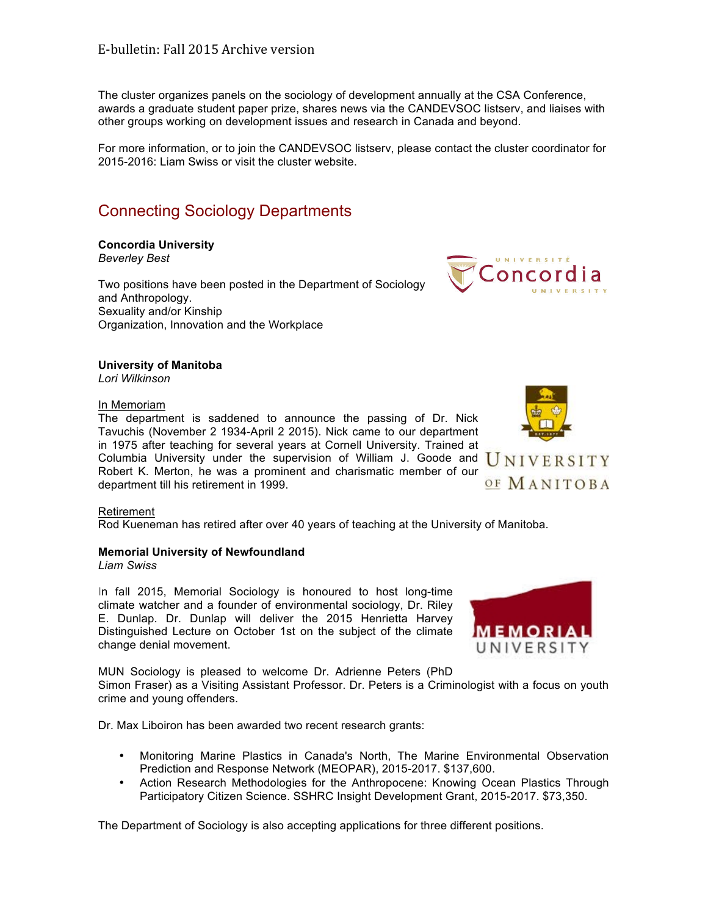The cluster organizes panels on the sociology of development annually at the CSA Conference, awards a graduate student paper prize, shares news via the CANDEVSOC listserv, and liaises with other groups working on development issues and research in Canada and beyond.

For more information, or to join the CANDEVSOC listserv, please contact the cluster coordinator for 2015-2016: Liam Swiss or visit the cluster website.

## Connecting Sociology Departments

**Concordia University**
*Beverley Best*

Two positions have been posted in the Department of Sociology and Anthropology.
Sexuality and/or Kinship
Organization, Innovation and the Workplace

**University of Manitoba**
*Lori Wilkinson*

In Memoriam
The department is saddened to announce the passing of Dr. Nick Tavuchis (November 2 1934-April 2 2015). Nick came to our department in 1975 after teaching for several years at Cornell University. Trained at Columbia University under the supervision of William J. Goode and Robert K. Merton, he was a prominent and charismatic member of our department till his retirement in 1999.

Retirement
Rod Kueneman has retired after over 40 years of teaching at the University of Manitoba.

**Memorial University of Newfoundland**
*Liam Swiss*

In fall 2015, Memorial Sociology is honoured to host long-time climate watcher and a founder of environmental sociology, Dr. Riley E. Dunlap. Dr. Dunlap will deliver the 2015 Henrietta Harvey Distinguished Lecture on October 1st on the subject of the climate change denial movement.

MUN Sociology is pleased to welcome Dr. Adrienne Peters (PhD Simon Fraser) as a Visiting Assistant Professor. Dr. Peters is a Criminologist with a focus on youth crime and young offenders.

Dr. Max Liboiron has been awarded two recent research grants:

- Monitoring Marine Plastics in Canada's North, The Marine Environmental Observation Prediction and Response Network (MEOPAR), 2015-2017. $137,600.
- Action Research Methodologies for the Anthropocene: Knowing Ocean Plastics Through Participatory Citizen Science. SSHRC Insight Development Grant, 2015-2017. $73,350.

The Department of Sociology is also accepting applications for three different positions.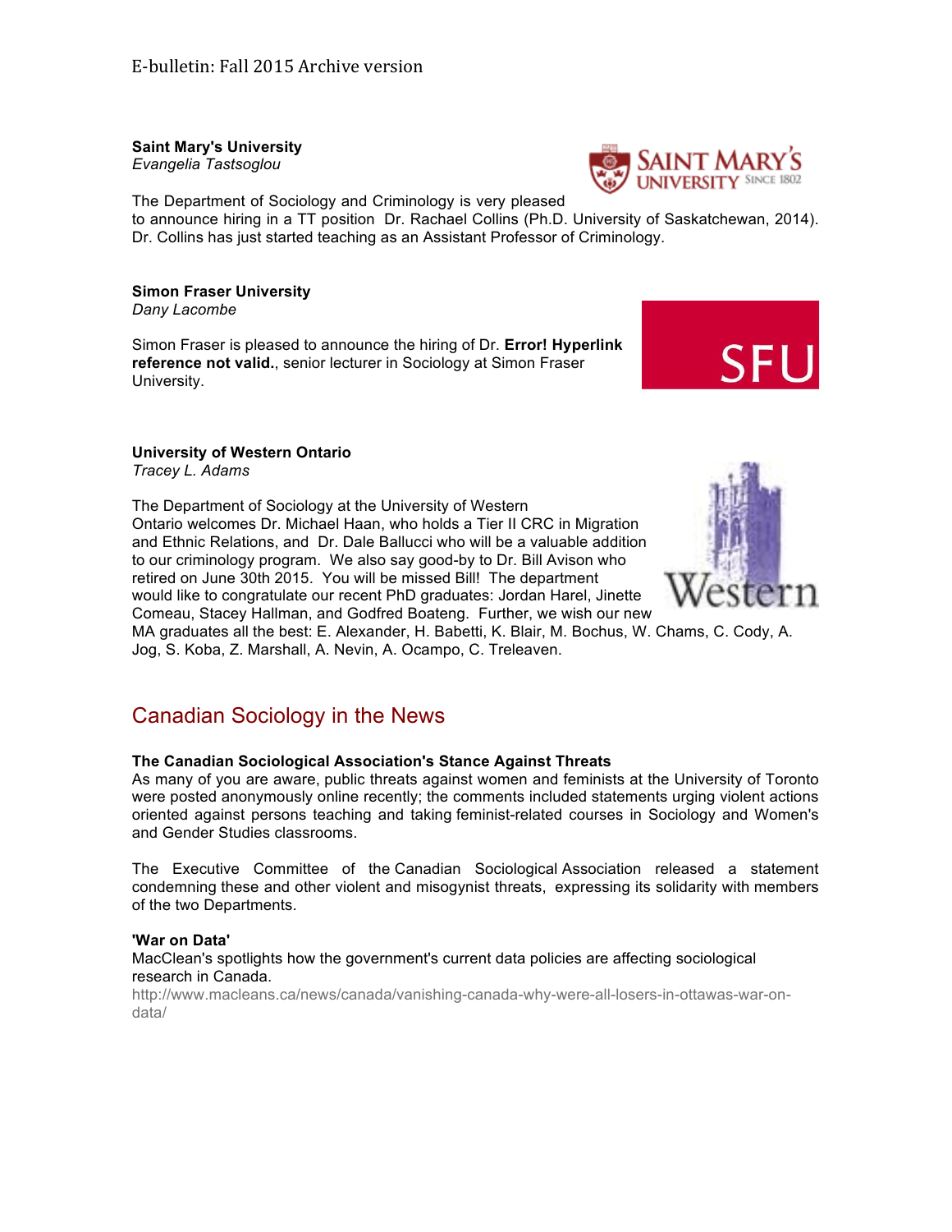**Saint Mary's University**
*Evangelia Tastsoglou*

The Department of Sociology and Criminology is very pleased to announce hiring in a TT position Dr. Rachael Collins (Ph.D. University of Saskatchewan, 2014). Dr. Collins has just started teaching as an Assistant Professor of Criminology.

**Simon Fraser University**
*Dany Lacombe*

Simon Fraser is pleased to announce the hiring of Dr. **Error! Hyperlink reference not valid.**, senior lecturer in Sociology at Simon Fraser University.

**University of Western Ontario**
*Tracey L. Adams*

The Department of Sociology at the University of Western Ontario welcomes Dr. Michael Haan, who holds a Tier II CRC in Migration and Ethnic Relations, and Dr. Dale Ballucci who will be a valuable addition to our criminology program. We also say good-by to Dr. Bill Avison who retired on June 30th 2015. You will be missed Bill! The department would like to congratulate our recent PhD graduates: Jordan Harel, Jinette Comeau, Stacey Hallman, and Godfred Boateng. Further, we wish our new MA graduates all the best: E. Alexander, H. Babetti, K. Blair, M. Bochus, W. Chams, C. Cody, A. Jog, S. Koba, Z. Marshall, A. Nevin, A. Ocampo, C. Treleaven.

## Canadian Sociology in the News

**The Canadian Sociological Association's Stance Against Threats**
As many of you are aware, public threats against women and feminists at the University of Toronto were posted anonymously online recently; the comments included statements urging violent actions oriented against persons teaching and taking feminist-related courses in Sociology and Women's and Gender Studies classrooms.

The Executive Committee of the Canadian Sociological Association released a statement condemning these and other violent and misogynist threats, expressing its solidarity with members of the two Departments.

**'War on Data'**
MacClean's spotlights how the government's current data policies are affecting sociological research in Canada.
http://www.macleans.ca/news/canada/vanishing-canada-why-were-all-losers-in-ottawas-war-on-data/